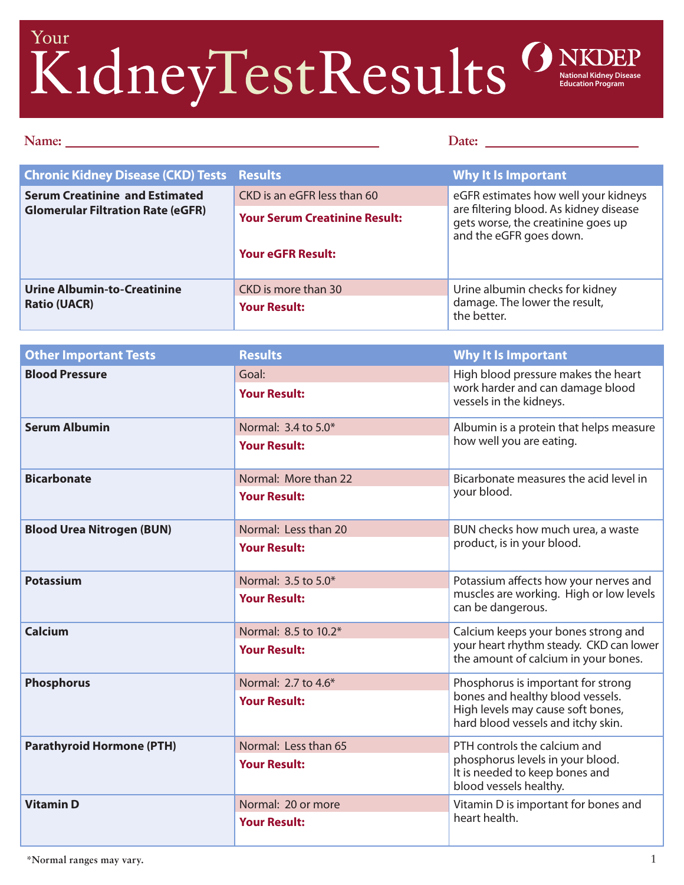# Your Kidney Test Results

**NKDEP** National Kidney Disease Education Program

**Name:** ______________________________ **Date:** ____________________

| Chronic Kidney Disease (CKD) Tests | Results | Why It Is Important |
|---|---|---|
| **Serum Creatinine and Estimated Glomerular Filtration Rate (eGFR)** | CKD is an eGFR less than 60<br>**Your Serum Creatinine Result:**<br>**Your eGFR Result:** | eGFR estimates how well your kidneys are filtering blood. As kidney disease gets worse, the creatinine goes up and the eGFR goes down. |
| **Urine Albumin-to-Creatinine Ratio (UACR)** | CKD is more than 30<br>**Your Result:** | Urine albumin checks for kidney damage. The lower the result, the better. |

| Other Important Tests | Results | Why It Is Important |
|---|---|---|
| **Blood Pressure** | Goal:<br>**Your Result:** | High blood pressure makes the heart work harder and can damage blood vessels in the kidneys. |
| **Serum Albumin** | Normal: 3.4 to 5.0*<br>**Your Result:** | Albumin is a protein that helps measure how well you are eating. |
| **Bicarbonate** | Normal: More than 22<br>**Your Result:** | Bicarbonate measures the acid level in your blood. |
| **Blood Urea Nitrogen (BUN)** | Normal: Less than 20<br>**Your Result:** | BUN checks how much urea, a waste product, is in your blood. |
| **Potassium** | Normal: 3.5 to 5.0*<br>**Your Result:** | Potassium affects how your nerves and muscles are working. High or low levels can be dangerous. |
| **Calcium** | Normal: 8.5 to 10.2*<br>**Your Result:** | Calcium keeps your bones strong and your heart rhythm steady. CKD can lower the amount of calcium in your bones. |
| **Phosphorus** | Normal: 2.7 to 4.6*<br>**Your Result:** | Phosphorus is important for strong bones and healthy blood vessels. High levels may cause soft bones, hard blood vessels and itchy skin. |
| **Parathyroid Hormone (PTH)** | Normal: Less than 65<br>**Your Result:** | PTH controls the calcium and phosphorus levels in your blood. It is needed to keep bones and blood vessels healthy. |
| **Vitamin D** | Normal: 20 or more<br>**Your Result:** | Vitamin D is important for bones and heart health. |

*Normal ranges may vary.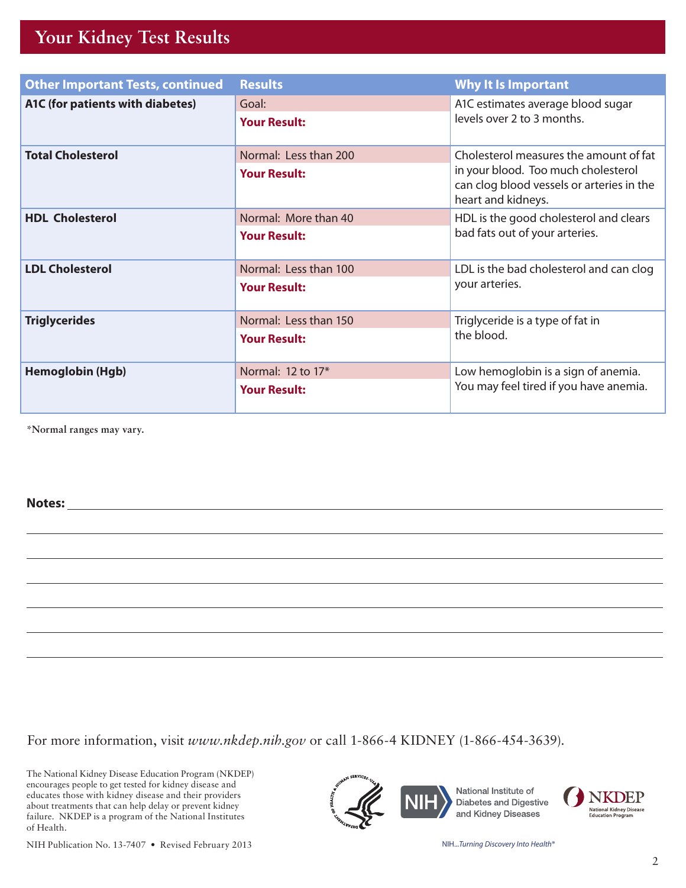# Your Kidney Test Results

| Other Important Tests, continued | Results | Why It Is Important |
|---|---|---|
| **A1C (for patients with diabetes)** | Goal:<br>**Your Result:** | A1C estimates average blood sugar levels over 2 to 3 months. |
| **Total Cholesterol** | Normal: Less than 200<br>**Your Result:** | Cholesterol measures the amount of fat in your blood. Too much cholesterol can clog blood vessels or arteries in the heart and kidneys. |
| **HDL Cholesterol** | Normal: More than 40<br>**Your Result:** | HDL is the good cholesterol and clears bad fats out of your arteries. |
| **LDL Cholesterol** | Normal: Less than 100<br>**Your Result:** | LDL is the bad cholesterol and can clog your arteries. |
| **Triglycerides** | Normal: Less than 150<br>**Your Result:** | Triglyceride is a type of fat in the blood. |
| **Hemoglobin (Hgb)** | Normal: 12 to 17*<br>**Your Result:** | Low hemoglobin is a sign of anemia. You may feel tired if you have anemia. |

***Normal ranges may vary.**

**Notes:** ______________________________________________

______________________________________________

______________________________________________

______________________________________________

______________________________________________

______________________________________________

______________________________________________

For more information, visit *www.nkdep.nih.gov* or call 1-866-4 KIDNEY (1-866-454-3639).

The National Kidney Disease Education Program (NKDEP) encourages people to get tested for kidney disease and educates those with kidney disease and their providers about treatments that can help delay or prevent kidney failure. NKDEP is a program of the National Institutes of Health.

NIH Publication No. 13-7407 • Revised February 2013

National Institute of Diabetes and Digestive and Kidney Diseases

NKDEP National Kidney Disease Education Program

NIH...*Turning Discovery Into Health*®